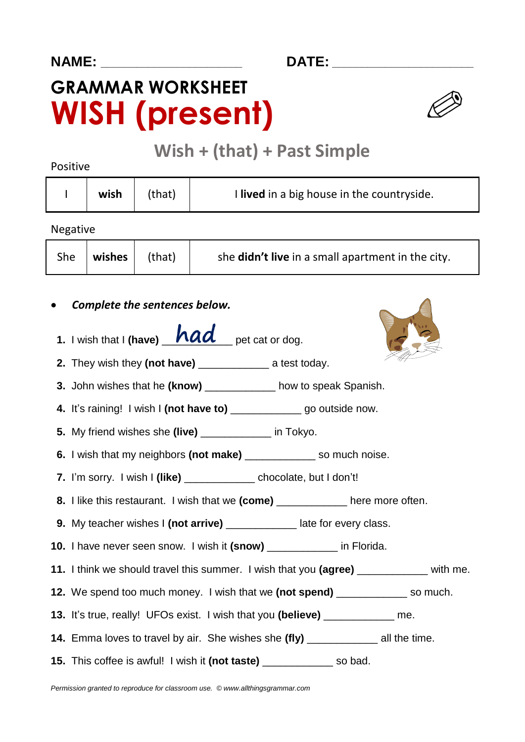NAME: ____________________ DATE: ____________________

# GRAMMAR WORKSHEET
# WISH (present)

## Wish + (that) + Past Simple

Positive

| I | wish | (that) | I **lived** in a big house in the countryside. |
|---|---|---|---|

Negative

| She | wishes | (that) | she **didn't live** in a small apartment in the city. |
|---|---|---|---|

- ***Complete the sentences below.***

1. I wish that I **(have)** ___had___ pet cat or dog.
2. They wish they **(not have)** ____________ a test today.
3. John wishes that he **(know)** ____________ how to speak Spanish.
4. It's raining! I wish I **(not have to)** ____________ go outside now.
5. My friend wishes she **(live)** ____________ in Tokyo.
6. I wish that my neighbors **(not make)** ____________ so much noise.
7. I'm sorry. I wish I **(like)** ____________ chocolate, but I don't!
8. I like this restaurant. I wish that we **(come)** ____________ here more often.
9. My teacher wishes I **(not arrive)** ____________ late for every class.
10. I have never seen snow. I wish it **(snow)** ____________ in Florida.
11. I think we should travel this summer. I wish that you **(agree)** ____________ with me.
12. We spend too much money. I wish that we **(not spend)** ____________ so much.
13. It's true, really! UFOs exist. I wish that you **(believe)** ____________ me.
14. Emma loves to travel by air. She wishes she **(fly)** ____________ all the time.
15. This coffee is awful! I wish it **(not taste)** ____________ so bad.

*Permission granted to reproduce for classroom use. © www.allthingsgrammar.com*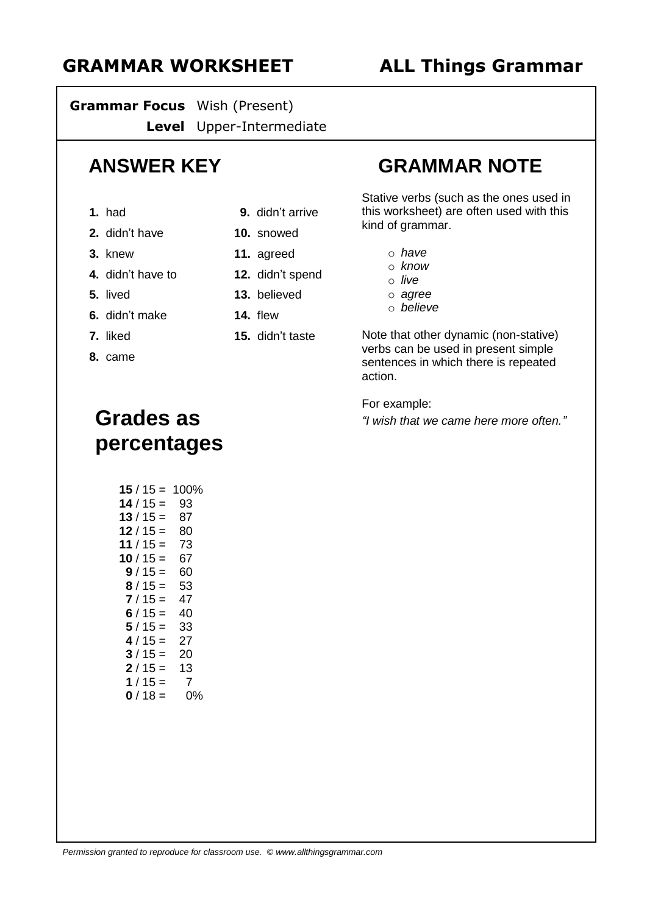# GRAMMAR WORKSHEET

# ALL Things Grammar

**Grammar Focus** Wish (Present)
**Level** Upper-Intermediate

## ANSWER KEY

1. had
2. didn't have
3. knew
4. didn't have to
5. lived
6. didn't make
7. liked
8. came
9. didn't arrive
10. snowed
11. agreed
12. didn't spend
13. believed
14. flew
15. didn't taste

## Grades as percentages

| | |
|---|---|
| **15** / 15 = | 100% |
| **14** / 15 = | 93 |
| **13** / 15 = | 87 |
| **12** / 15 = | 80 |
| **11** / 15 = | 73 |
| **10** / 15 = | 67 |
| **9** / 15 = | 60 |
| **8** / 15 = | 53 |
| **7** / 15 = | 47 |
| **6** / 15 = | 40 |
| **5** / 15 = | 33 |
| **4** / 15 = | 27 |
| **3** / 15 = | 20 |
| **2** / 15 = | 13 |
| **1** / 15 = | 7 |
| **0** / 18 = | 0% |

## GRAMMAR NOTE

Stative verbs (such as the ones used in this worksheet) are often used with this kind of grammar.

- *have*
- *know*
- *live*
- *agree*
- *believe*

Note that other dynamic (non-stative) verbs can be used in present simple sentences in which there is repeated action.

For example:

*"I wish that we came here more often."*

*Permission granted to reproduce for classroom use. © www.allthingsgrammar.com*